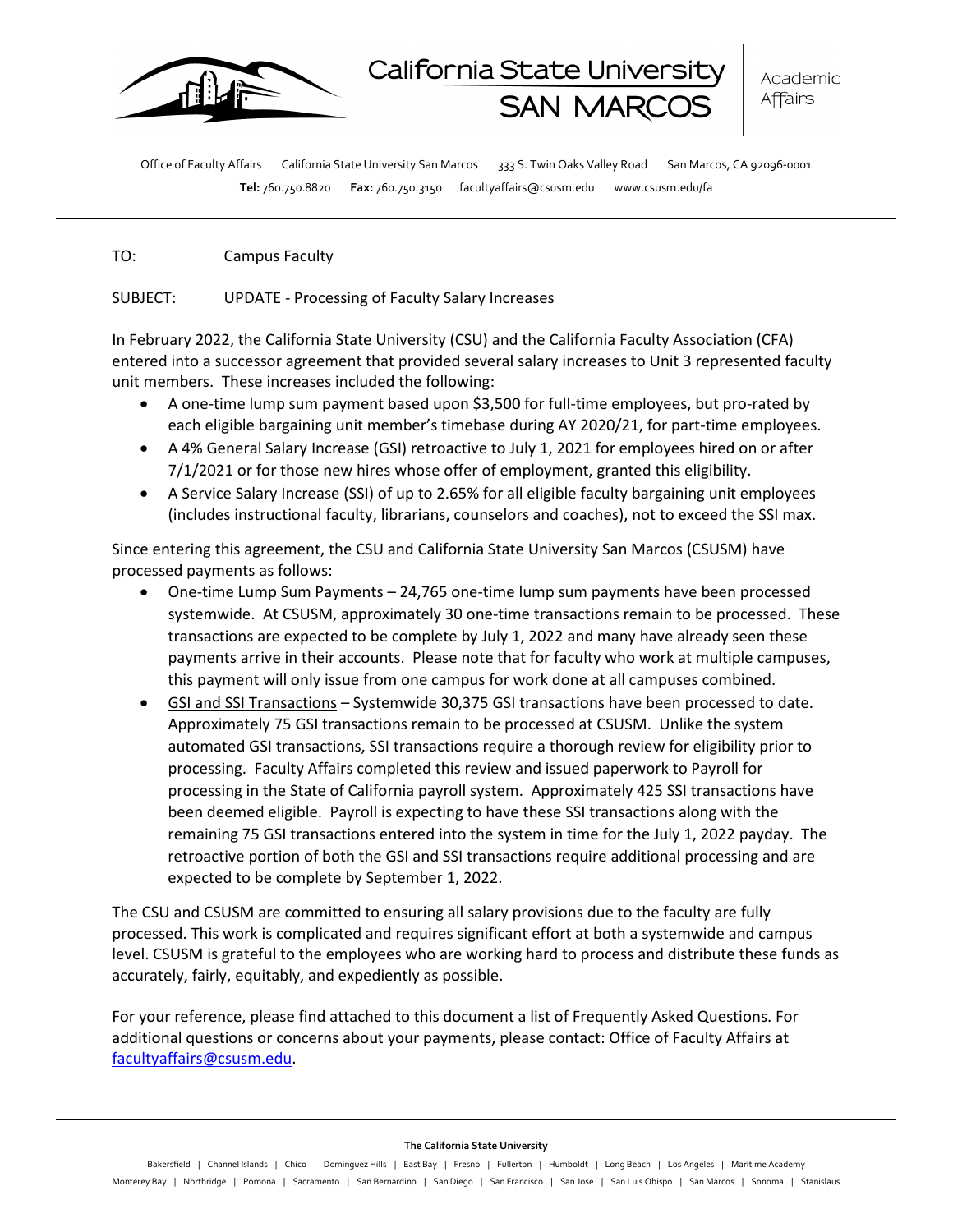California State University SAN MARCOS | Academic Affairs

Office of Faculty Affairs    California State University San Marcos    333 S. Twin Oaks Valley Road    San Marcos, CA 92096-0001
**Tel:** 760.750.8820    **Fax:** 760.750.3150    facultyaffairs@csusm.edu    www.csusm.edu/fa

---

TO: Campus Faculty

SUBJECT: UPDATE - Processing of Faculty Salary Increases

In February 2022, the California State University (CSU) and the California Faculty Association (CFA) entered into a successor agreement that provided several salary increases to Unit 3 represented faculty unit members. These increases included the following:

- A one-time lump sum payment based upon $3,500 for full-time employees, but pro-rated by each eligible bargaining unit member's timebase during AY 2020/21, for part-time employees.
- A 4% General Salary Increase (GSI) retroactive to July 1, 2021 for employees hired on or after 7/1/2021 or for those new hires whose offer of employment, granted this eligibility.
- A Service Salary Increase (SSI) of up to 2.65% for all eligible faculty bargaining unit employees (includes instructional faculty, librarians, counselors and coaches), not to exceed the SSI max.

Since entering this agreement, the CSU and California State University San Marcos (CSUSM) have processed payments as follows:

- One-time Lump Sum Payments – 24,765 one-time lump sum payments have been processed systemwide. At CSUSM, approximately 30 one-time transactions remain to be processed. These transactions are expected to be complete by July 1, 2022 and many have already seen these payments arrive in their accounts. Please note that for faculty who work at multiple campuses, this payment will only issue from one campus for work done at all campuses combined.
- GSI and SSI Transactions – Systemwide 30,375 GSI transactions have been processed to date. Approximately 75 GSI transactions remain to be processed at CSUSM. Unlike the system automated GSI transactions, SSI transactions require a thorough review for eligibility prior to processing. Faculty Affairs completed this review and issued paperwork to Payroll for processing in the State of California payroll system. Approximately 425 SSI transactions have been deemed eligible. Payroll is expecting to have these SSI transactions along with the remaining 75 GSI transactions entered into the system in time for the July 1, 2022 payday. The retroactive portion of both the GSI and SSI transactions require additional processing and are expected to be complete by September 1, 2022.

The CSU and CSUSM are committed to ensuring all salary provisions due to the faculty are fully processed. This work is complicated and requires significant effort at both a systemwide and campus level. CSUSM is grateful to the employees who are working hard to process and distribute these funds as accurately, fairly, equitably, and expediently as possible.

For your reference, please find attached to this document a list of Frequently Asked Questions. For additional questions or concerns about your payments, please contact: Office of Faculty Affairs at facultyaffairs@csusm.edu.

---

**The California State University**

Bakersfield | Channel Islands | Chico | Dominguez Hills | East Bay | Fresno | Fullerton | Humboldt | Long Beach | Los Angeles | Maritime Academy
Monterey Bay | Northridge | Pomona | Sacramento | San Bernardino | San Diego | San Francisco | San Jose | San Luis Obispo | San Marcos | Sonoma | Stanislaus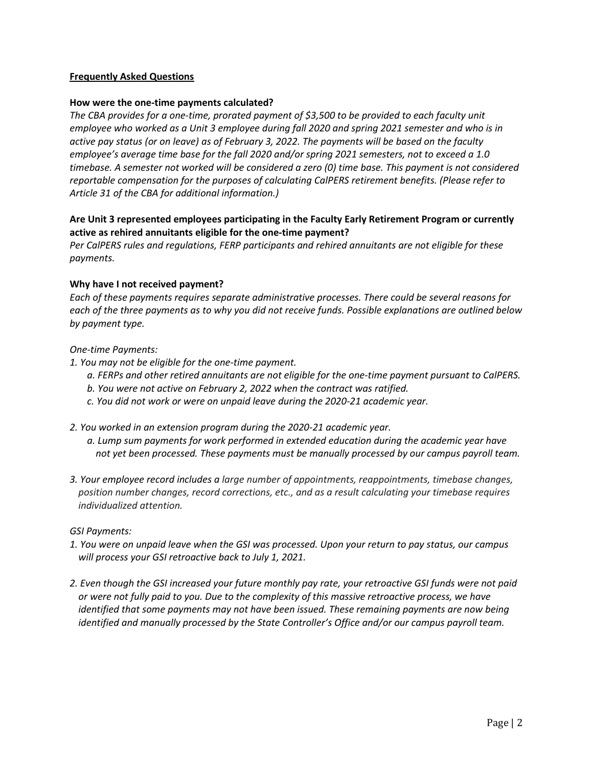## Frequently Asked Questions

**How were the one-time payments calculated?**

*The CBA provides for a one-time, prorated payment of $3,500 to be provided to each faculty unit employee who worked as a Unit 3 employee during fall 2020 and spring 2021 semester and who is in active pay status (or on leave) as of February 3, 2022. The payments will be based on the faculty employee's average time base for the fall 2020 and/or spring 2021 semesters, not to exceed a 1.0 timebase. A semester not worked will be considered a zero (0) time base. This payment is not considered reportable compensation for the purposes of calculating CalPERS retirement benefits. (Please refer to Article 31 of the CBA for additional information.)*

**Are Unit 3 represented employees participating in the Faculty Early Retirement Program or currently active as rehired annuitants eligible for the one-time payment?**

*Per CalPERS rules and regulations, FERP participants and rehired annuitants are not eligible for these payments.*

**Why have I not received payment?**

*Each of these payments requires separate administrative processes. There could be several reasons for each of the three payments as to why you did not receive funds. Possible explanations are outlined below by payment type.*

*One-time Payments:*

*1. You may not be eligible for the one-time payment.*
   - *a. FERPs and other retired annuitants are not eligible for the one-time payment pursuant to CalPERS.*
   - *b. You were not active on February 2, 2022 when the contract was ratified.*
   - *c. You did not work or were on unpaid leave during the 2020-21 academic year.*

*2. You worked in an extension program during the 2020-21 academic year.*
   - *a. Lump sum payments for work performed in extended education during the academic year have not yet been processed. These payments must be manually processed by our campus payroll team.*

*3. Your employee record includes a large number of appointments, reappointments, timebase changes, position number changes, record corrections, etc., and as a result calculating your timebase requires individualized attention.*

*GSI Payments:*

*1. You were on unpaid leave when the GSI was processed. Upon your return to pay status, our campus will process your GSI retroactive back to July 1, 2021.*

*2. Even though the GSI increased your future monthly pay rate, your retroactive GSI funds were not paid or were not fully paid to you. Due to the complexity of this massive retroactive process, we have identified that some payments may not have been issued. These remaining payments are now being identified and manually processed by the State Controller's Office and/or our campus payroll team.*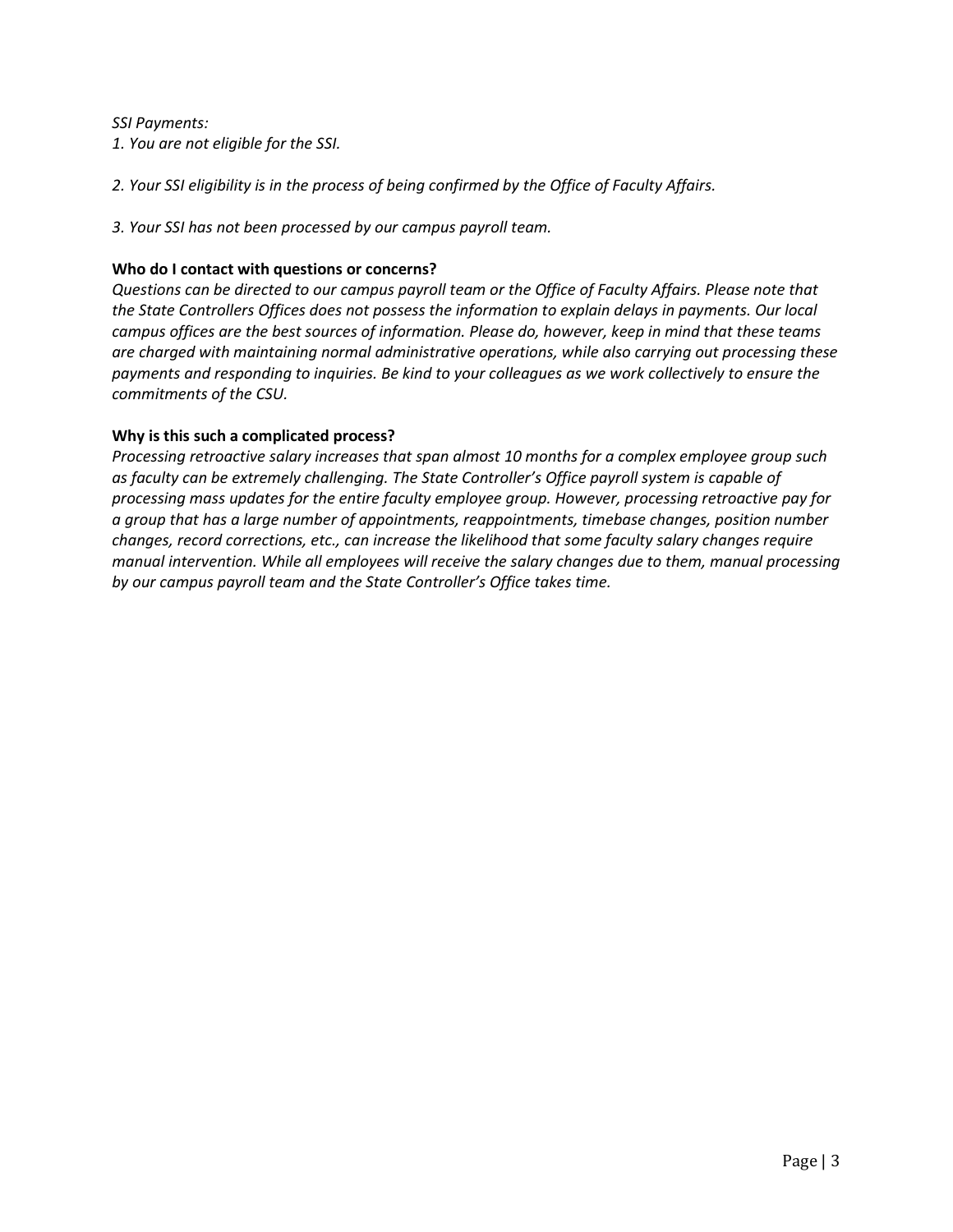*SSI Payments:*

*1. You are not eligible for the SSI.*

*2. Your SSI eligibility is in the process of being confirmed by the Office of Faculty Affairs.*

*3. Your SSI has not been processed by our campus payroll team.*

**Who do I contact with questions or concerns?**

*Questions can be directed to our campus payroll team or the Office of Faculty Affairs. Please note that the State Controllers Offices does not possess the information to explain delays in payments. Our local campus offices are the best sources of information. Please do, however, keep in mind that these teams are charged with maintaining normal administrative operations, while also carrying out processing these payments and responding to inquiries. Be kind to your colleagues as we work collectively to ensure the commitments of the CSU.*

**Why is this such a complicated process?**

*Processing retroactive salary increases that span almost 10 months for a complex employee group such as faculty can be extremely challenging. The State Controller's Office payroll system is capable of processing mass updates for the entire faculty employee group. However, processing retroactive pay for a group that has a large number of appointments, reappointments, timebase changes, position number changes, record corrections, etc., can increase the likelihood that some faculty salary changes require manual intervention. While all employees will receive the salary changes due to them, manual processing by our campus payroll team and the State Controller's Office takes time.*